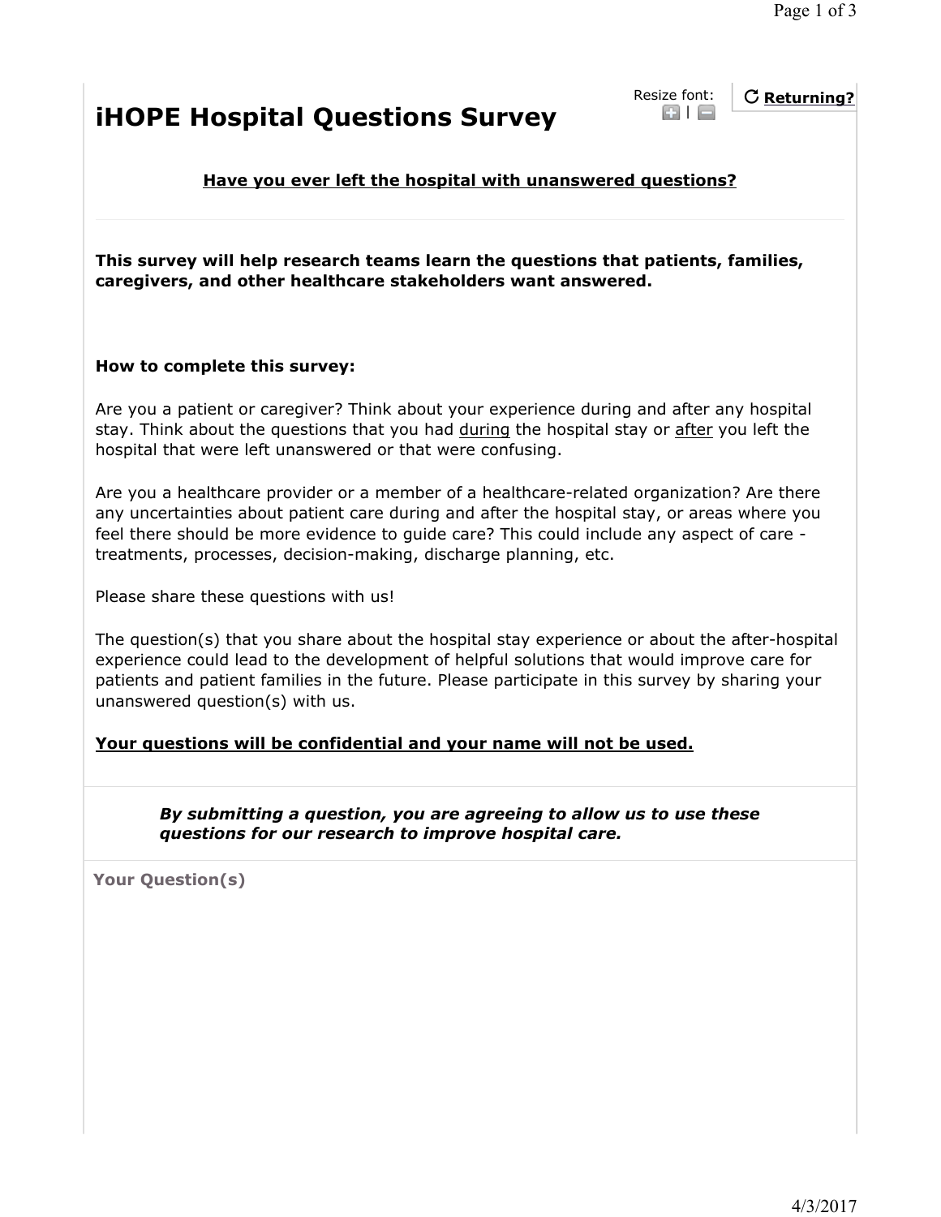# iHOPE Hospital Questions Survey

Resize font:

**Returning?**

**Have you ever left the hospital with unanswered questions?**

**This survey will help research teams learn the questions that patients, families, caregivers, and other healthcare stakeholders want answered.**

**How to complete this survey:**

Are you a patient or caregiver? Think about your experience during and after any hospital stay. Think about the questions that you had during the hospital stay or after you left the hospital that were left unanswered or that were confusing.

Are you a healthcare provider or a member of a healthcare-related organization? Are there any uncertainties about patient care during and after the hospital stay, or areas where you feel there should be more evidence to guide care? This could include any aspect of care - treatments, processes, decision-making, discharge planning, etc.

Please share these questions with us!

The question(s) that you share about the hospital stay experience or about the after-hospital experience could lead to the development of helpful solutions that would improve care for patients and patient families in the future. Please participate in this survey by sharing your unanswered question(s) with us.

**Your questions will be confidential and your name will not be used.**

***By submitting a question, you are agreeing to allow us to use these questions for our research to improve hospital care.***

**Your Question(s)**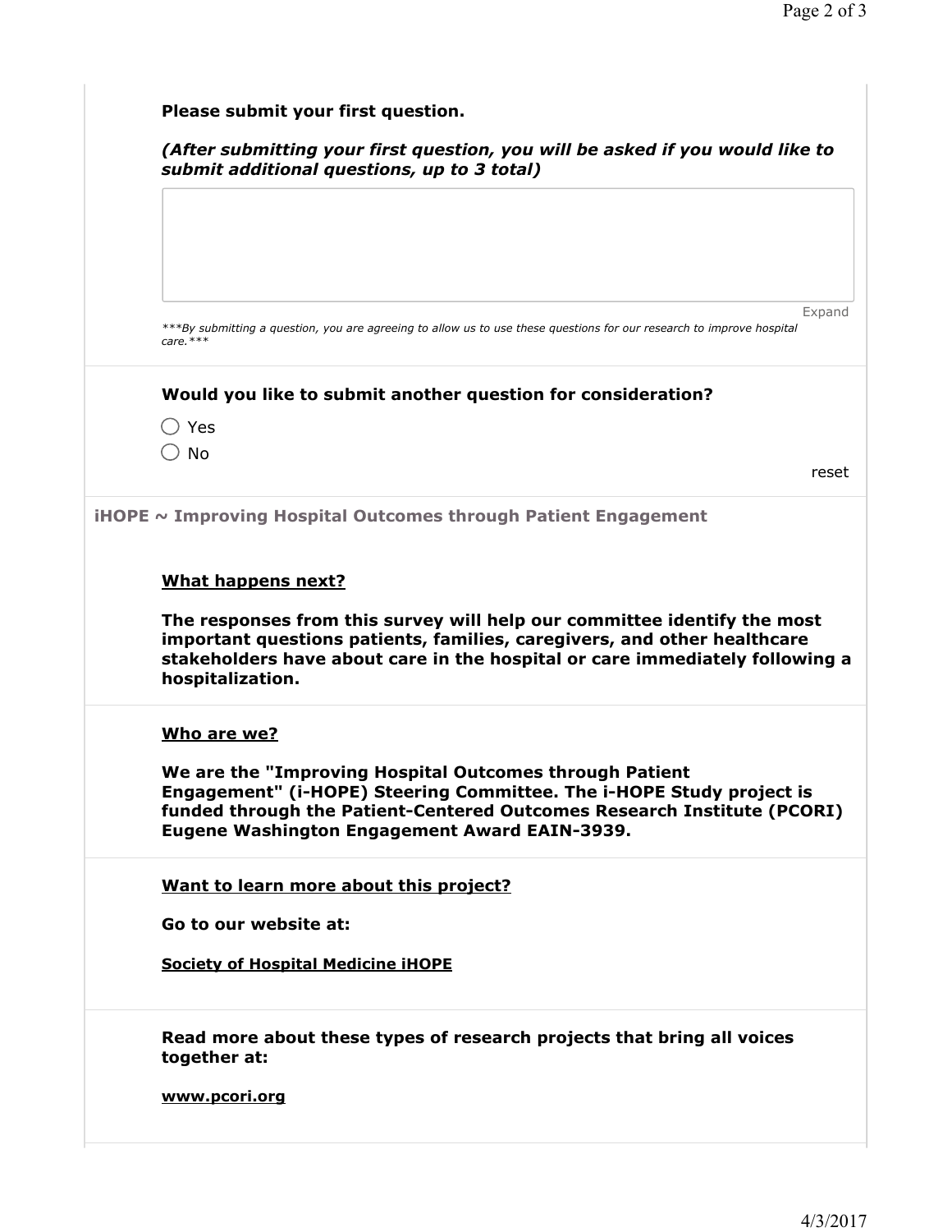**Please submit your first question.**

***(After submitting your first question, you will be asked if you would like to submit additional questions, up to 3 total)***

Expand

****By submitting a question, you are agreeing to allow us to use these questions for our research to improve hospital care.****

**Would you like to submit another question for consideration?**

- ○ Yes
- ○ No

reset

**iHOPE ~ Improving Hospital Outcomes through Patient Engagement**

**<u>What happens next?</u>**

**The responses from this survey will help our committee identify the most important questions patients, families, caregivers, and other healthcare stakeholders have about care in the hospital or care immediately following a hospitalization.**

**<u>Who are we?</u>**

**We are the "Improving Hospital Outcomes through Patient Engagement" (i-HOPE) Steering Committee. The i-HOPE Study project is funded through the Patient-Centered Outcomes Research Institute (PCORI) Eugene Washington Engagement Award EAIN-3939.**

**<u>Want to learn more about this project?</u>**

**Go to our website at:**

**<u>Society of Hospital Medicine iHOPE</u>**

**Read more about these types of research projects that bring all voices together at:**

**<u>www.pcori.org</u>**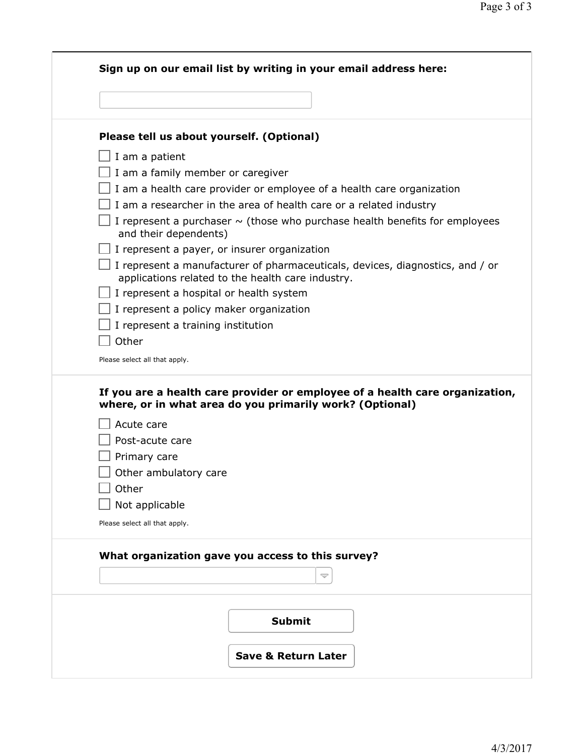**Sign up on our email list by writing in your email address here:**

**Please tell us about yourself. (Optional)**

- [ ] I am a patient
- [ ] I am a family member or caregiver
- [ ] I am a health care provider or employee of a health care organization
- [ ] I am a researcher in the area of health care or a related industry
- [ ] I represent a purchaser ~ (those who purchase health benefits for employees and their dependents)
- [ ] I represent a payer, or insurer organization
- [ ] I represent a manufacturer of pharmaceuticals, devices, diagnostics, and / or applications related to the health care industry.
- [ ] I represent a hospital or health system
- [ ] I represent a policy maker organization
- [ ] I represent a training institution
- [ ] Other

Please select all that apply.

**If you are a health care provider or employee of a health care organization, where, or in what area do you primarily work? (Optional)**

- [ ] Acute care
- [ ] Post-acute care
- [ ] Primary care
- [ ] Other ambulatory care
- [ ] Other
- [ ] Not applicable

Please select all that apply.

**What organization gave you access to this survey?**

**Submit**

**Save & Return Later**